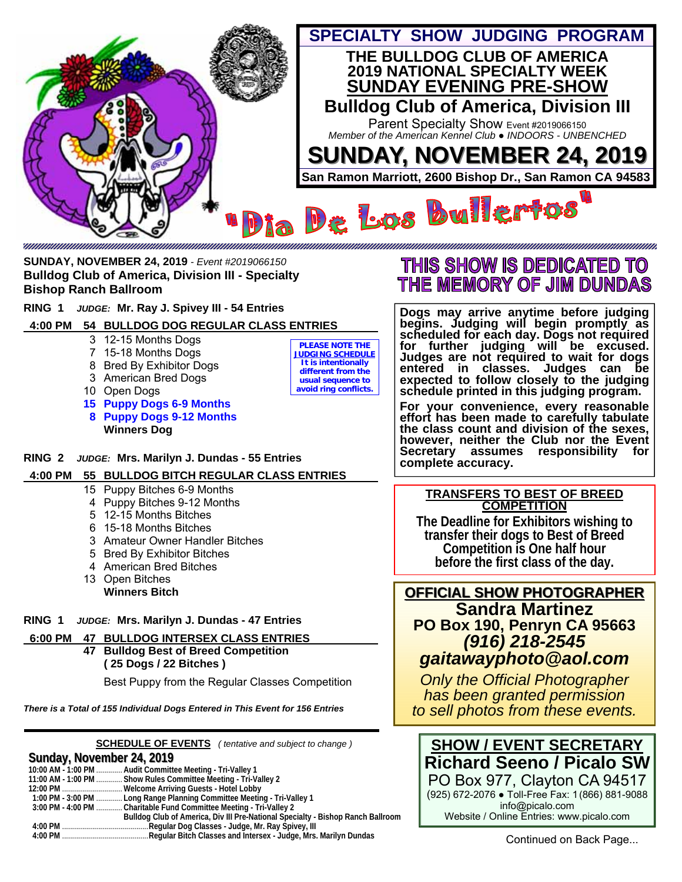# SPECIALTY SHOW JUDGING PROGRAM

## THE BULLDOG CLUB OF AMERICA
## 2019 NATIONAL SPECIALTY WEEK
## SUNDAY EVENING PRE-SHOW

## Bulldog Club of America, Division III

Parent Specialty Show Event #2019066150

*Member of the American Kennel Club ● INDOORS - UNBENCHED*

## SUNDAY, NOVEMBER 24, 2019

**San Ramon Marriott, 2600 Bishop Dr., San Ramon CA 94583**

"Dia De Los Bullertos"

---

**SUNDAY, NOVEMBER 24, 2019** - *Event #2019066150*
**Bulldog Club of America, Division III - Specialty**
**Bishop Ranch Ballroom**

**RING 1** *JUDGE:* **Mr. Ray J. Spivey III - 54 Entries**

**4:00 PM 54 BULLDOG DOG REGULAR CLASS ENTRIES**

- 3 12-15 Months Dogs
- 7 15-18 Months Dogs
- 8 Bred By Exhibitor Dogs
- 3 American Bred Dogs
- 10 Open Dogs
- **15 Puppy Dogs 6-9 Months**
- **8 Puppy Dogs 9-12 Months**
- **Winners Dog**

**PLEASE NOTE THE JUDGING SCHEDULE It is intentionally different from the usual sequence to avoid ring conflicts.**

**RING 2** *JUDGE:* **Mrs. Marilyn J. Dundas - 55 Entries**

**4:00 PM 55 BULLDOG BITCH REGULAR CLASS ENTRIES**

- 15 Puppy Bitches 6-9 Months
- 4 Puppy Bitches 9-12 Months
- 5 12-15 Months Bitches
- 6 15-18 Months Bitches
- 3 Amateur Owner Handler Bitches
- 5 Bred By Exhibitor Bitches
- 4 American Bred Bitches
- 13 Open Bitches
- **Winners Bitch**

**RING 1** *JUDGE:* **Mrs. Marilyn J. Dundas - 47 Entries**

**6:00 PM 47 BULLDOG INTERSEX CLASS ENTRIES**

**47 Bulldog Best of Breed Competition**
**( 25 Dogs / 22 Bitches )**

Best Puppy from the Regular Classes Competition

***There is a Total of 155 Individual Dogs Entered in This Event for 156 Entries***

---

**SCHEDULE OF EVENTS** *( tentative and subject to change )*

**Sunday, November 24, 2019**

- **10:00 AM - 1:00 PM** ............. Audit Committee Meeting - Tri-Valley 1
- **11:00 AM - 1:00 PM** ............. Show Rules Committee Meeting - Tri-Valley 2
- **12:00 PM** .............................. Welcome Arriving Guests - Hotel Lobby
- **1:00 PM - 3:00 PM** ............. Long Range Planning Committee Meeting - Tri-Valley 1
- **3:00 PM - 4:00 PM** ............. Charitable Fund Committee Meeting - Tri-Valley 2
- Bulldog Club of America, Div III Pre-National Specialty - Bishop Ranch Ballroom
- **4:00 PM** ........................................... Regular Dog Classes - Judge, Mr. Ray Spivey, III
- **4:00 PM** ........................................... Regular Bitch Classes and Intersex - Judge, Mrs. Marilyn Dundas

---

## THIS SHOW IS DEDICATED TO THE MEMORY OF JIM DUNDAS

**Dogs may arrive anytime before judging begins. Judging will begin promptly as scheduled for each day. Dogs not required for further judging will be excused. Judges are not required to wait for dogs entered in classes. Judges can be expected to follow closely to the judging schedule printed in this judging program.**

**For your convenience, every reasonable effort has been made to carefully tabulate the class count and division of the sexes, however, neither the Club nor the Event Secretary assumes responsibility for complete accuracy.**

**TRANSFERS TO BEST OF BREED COMPETITION**

**The Deadline for Exhibitors wishing to transfer their dogs to Best of Breed Competition is One half hour before the first class of the day.**

**OFFICIAL SHOW PHOTOGRAPHER**

**Sandra Martinez**
**PO Box 190, Penryn CA 95663**
***(916) 218-2545***
***gaitawayphoto@aol.com***

*Only the Official Photographer has been granted permission to sell photos from these events.*

**SHOW / EVENT SECRETARY**

**Richard Seeno / Picalo SW**
PO Box 977, Clayton CA 94517
(925) 672-2076 ● Toll-Free Fax: 1 (866) 881-9088
info@picalo.com
Website / Online Entries: www.picalo.com

Continued on Back Page...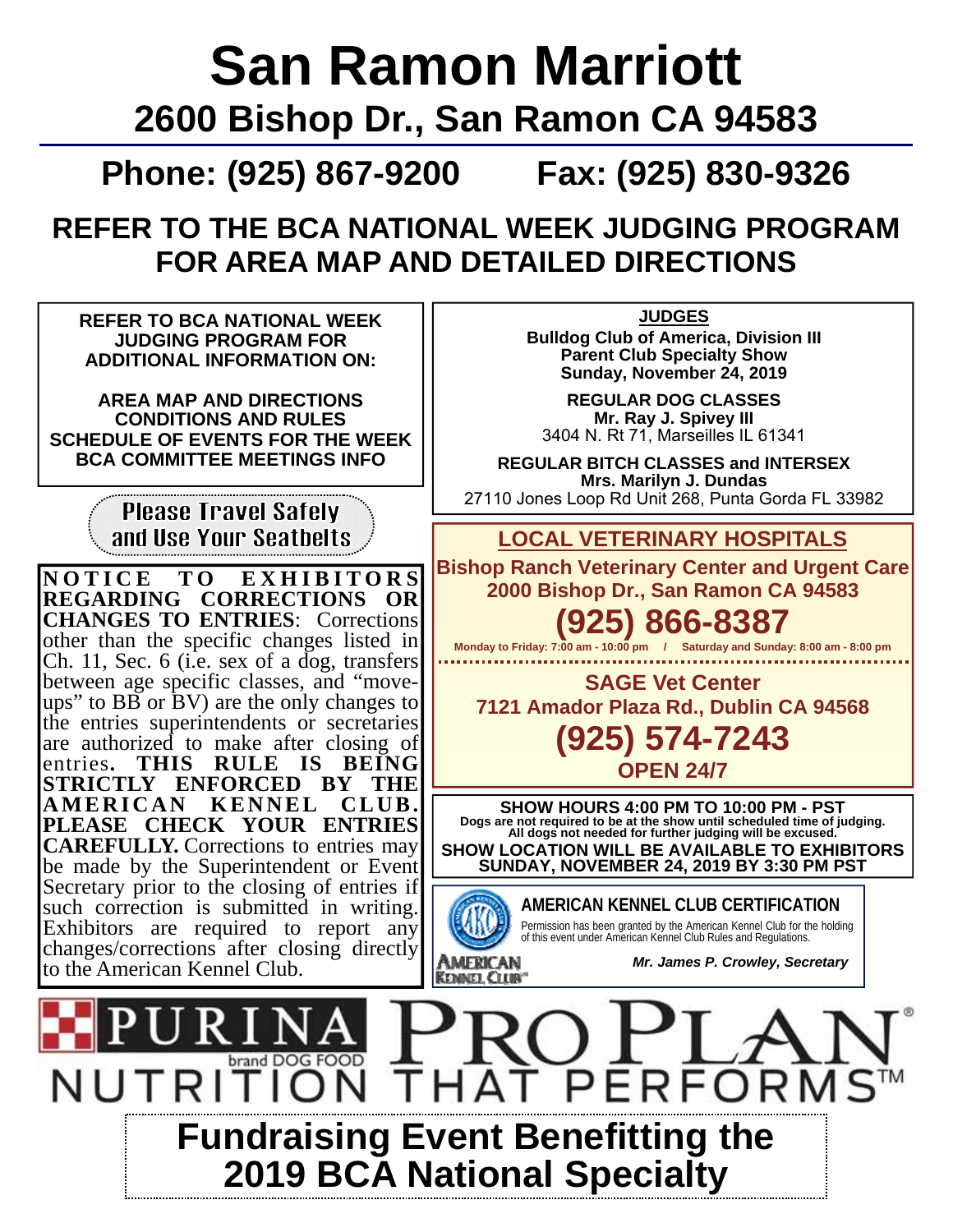# San Ramon Marriott

## 2600 Bishop Dr., San Ramon CA 94583

## Phone: (925) 867-9200 Fax: (925) 830-9326

## REFER TO THE BCA NATIONAL WEEK JUDGING PROGRAM FOR AREA MAP AND DETAILED DIRECTIONS

**REFER TO BCA NATIONAL WEEK JUDGING PROGRAM FOR ADDITIONAL INFORMATION ON:**

**AREA MAP AND DIRECTIONS**
**CONDITIONS AND RULES**
**SCHEDULE OF EVENTS FOR THE WEEK**
**BCA COMMITTEE MEETINGS INFO**

Please Travel Safely and Use Your Seatbelts

**NOTICE TO EXHIBITORS REGARDING CORRECTIONS OR CHANGES TO ENTRIES**: Corrections other than the specific changes listed in Ch. 11, Sec. 6 (i.e. sex of a dog, transfers between age specific classes, and "move-ups" to BB or BV) are the only changes to the entries superintendents or secretaries are authorized to make after closing of entries. **THIS RULE IS BEING STRICTLY ENFORCED BY THE AMERICAN KENNEL CLUB. PLEASE CHECK YOUR ENTRIES CAREFULLY.** Corrections to entries may be made by the Superintendent or Event Secretary prior to the closing of entries if such correction is submitted in writing. Exhibitors are required to report any changes/corrections after closing directly to the American Kennel Club.

### JUDGES

**Bulldog Club of America, Division III**
**Parent Club Specialty Show**
**Sunday, November 24, 2019**

**REGULAR DOG CLASSES**
**Mr. Ray J. Spivey III**
3404 N. Rt 71, Marseilles IL 61341

**REGULAR BITCH CLASSES and INTERSEX**
**Mrs. Marilyn J. Dundas**
27110 Jones Loop Rd Unit 268, Punta Gorda FL 33982

### LOCAL VETERINARY HOSPITALS

**Bishop Ranch Veterinary Center and Urgent Care**
**2000 Bishop Dr., San Ramon CA 94583**
**(925) 866-8387**
Monday to Friday: 7:00 am - 10:00 pm / Saturday and Sunday: 8:00 am - 8:00 pm

**SAGE Vet Center**
**7121 Amador Plaza Rd., Dublin CA 94568**
**(925) 574-7243**
**OPEN 24/7**

**SHOW HOURS 4:00 PM TO 10:00 PM - PST**
Dogs are not required to be at the show until scheduled time of judging. All dogs not needed for further judging will be excused.
**SHOW LOCATION WILL BE AVAILABLE TO EXHIBITORS SUNDAY, NOVEMBER 24, 2019 BY 3:30 PM PST**

**AMERICAN KENNEL CLUB CERTIFICATION**
Permission has been granted by the American Kennel Club for the holding of this event under American Kennel Club Rules and Regulations.
*Mr. James P. Crowley, Secretary*

PURINA brand DOG FOOD PRO PLAN® NUTRITION THAT PERFORMS™

## Fundraising Event Benefitting the 2019 BCA National Specialty